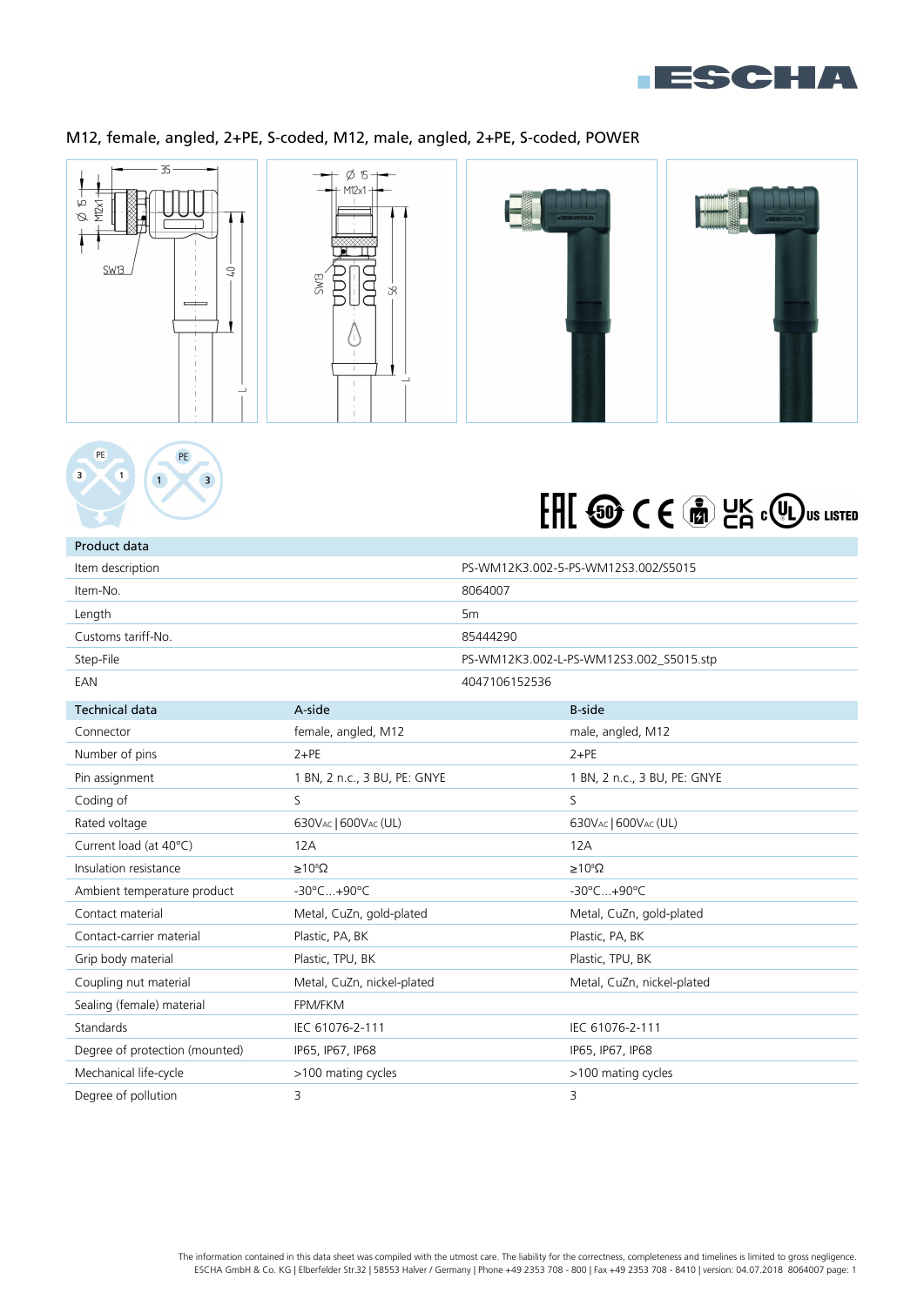## M12, female, angled, 2+PE, S-coded, M12, male, angled, 2+PE, S-coded, POWER

| Product data | |
|---|---|
| Item description | PS-WM12K3.002-5-PS-WM12S3.002/S5015 |
| Item-No. | 8064007 |
| Length | 5m |
| Customs tariff-No. | 85444290 |
| Step-File | PS-WM12K3.002-L-PS-WM12S3.002_S5015.stp |
| EAN | 4047106152536 |

| Technical data | A-side | B-side |
|---|---|---|
| Connector | female, angled, M12 | male, angled, M12 |
| Number of pins | 2+PE | 2+PE |
| Pin assignment | 1 BN, 2 n.c., 3 BU, PE: GNYE | 1 BN, 2 n.c., 3 BU, PE: GNYE |
| Coding of | S | S |
| Rated voltage | 630VAC \| 600VAC (UL) | 630VAC \| 600VAC (UL) |
| Current load (at 40°C) | 12A | 12A |
| Insulation resistance | ≥$10^8$Ω | ≥$10^8$Ω |
| Ambient temperature product | -30°C...+90°C | -30°C...+90°C |
| Contact material | Metal, CuZn, gold-plated | Metal, CuZn, gold-plated |
| Contact-carrier material | Plastic, PA, BK | Plastic, PA, BK |
| Grip body material | Plastic, TPU, BK | Plastic, TPU, BK |
| Coupling nut material | Metal, CuZn, nickel-plated | Metal, CuZn, nickel-plated |
| Sealing (female) material | FPM/FKM | |
| Standards | IEC 61076-2-111 | IEC 61076-2-111 |
| Degree of protection (mounted) | IP65, IP67, IP68 | IP65, IP67, IP68 |
| Mechanical life-cycle | >100 mating cycles | >100 mating cycles |
| Degree of pollution | 3 | 3 |

The information contained in this data sheet was compiled with the utmost care. The liability for the correctness, completeness and timelines is limited to gross negligence.
ESCHA GmbH & Co. KG | Elberfelder Str.32 | 58553 Halver / Germany | Phone +49 2353 708 - 800 | Fax +49 2353 708 - 8410 | version: 04.07.2018 8064007 page: 1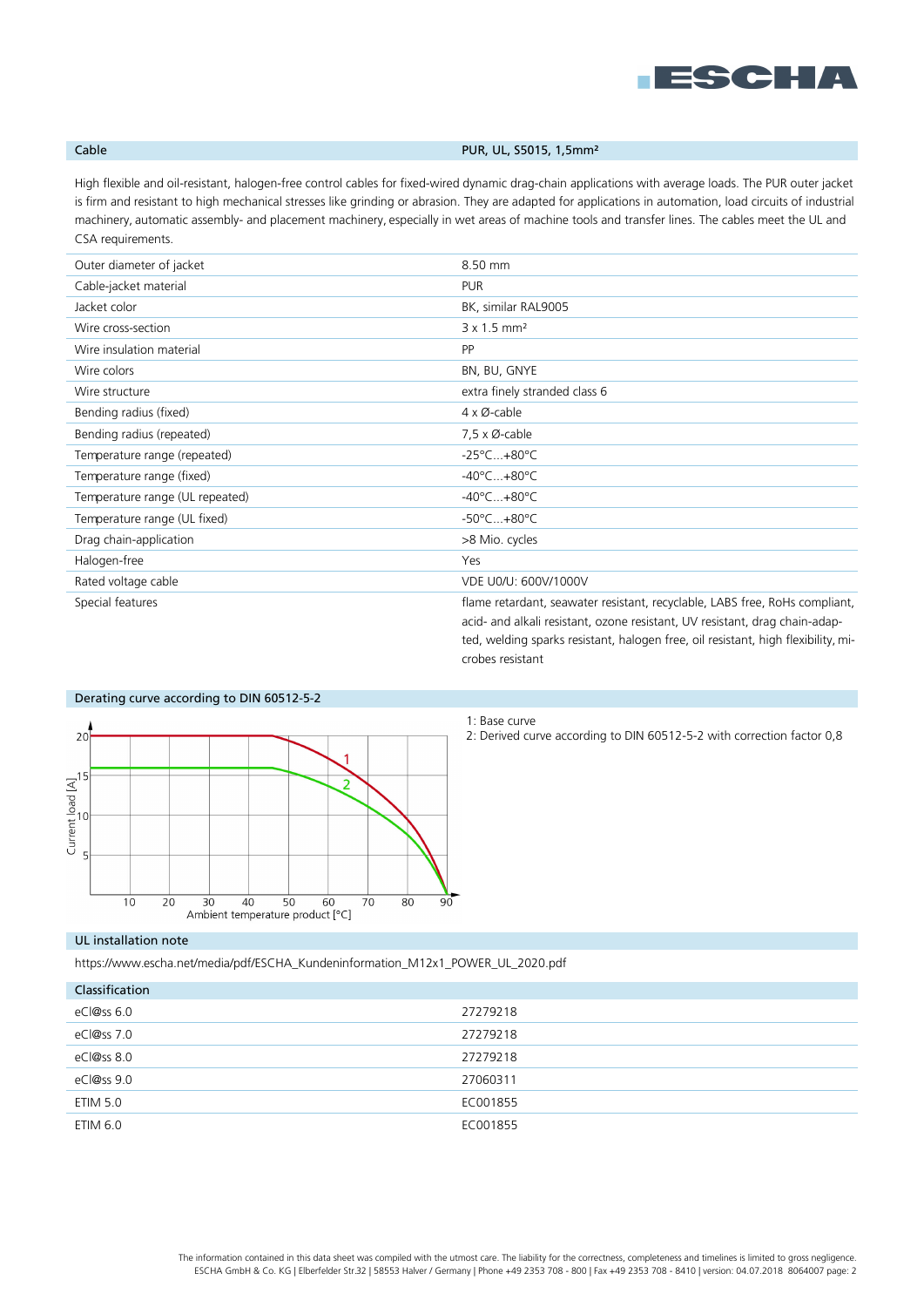| Cable | PUR, UL, S5015, 1,5mm² |
|---|---|

High flexible and oil-resistant, halogen-free control cables for fixed-wired dynamic drag-chain applications with average loads. The PUR outer jacket is firm and resistant to high mechanical stresses like grinding or abrasion. They are adapted for applications in automation, load circuits of industrial machinery, automatic assembly- and placement machinery, especially in wet areas of machine tools and transfer lines. The cables meet the UL and CSA requirements.

| | |
|---|---|
| Outer diameter of jacket | 8.50 mm |
| Cable-jacket material | PUR |
| Jacket color | BK, similar RAL9005 |
| Wire cross-section | 3 x 1.5 mm² |
| Wire insulation material | PP |
| Wire colors | BN, BU, GNYE |
| Wire structure | extra finely stranded class 6 |
| Bending radius (fixed) | 4 x Ø-cable |
| Bending radius (repeated) | 7,5 x Ø-cable |
| Temperature range (repeated) | -25°C...+80°C |
| Temperature range (fixed) | -40°C...+80°C |
| Temperature range (UL repeated) | -40°C...+80°C |
| Temperature range (UL fixed) | -50°C...+80°C |
| Drag chain-application | >8 Mio. cycles |
| Halogen-free | Yes |
| Rated voltage cable | VDE U0/U: 600V/1000V |
| Special features | flame retardant, seawater resistant, recyclable, LABS free, RoHs compliant, acid- and alkali resistant, ozone resistant, UV resistant, drag chain-adapted, welding sparks resistant, halogen free, oil resistant, high flexibility, microbes resistant |

## Derating curve according to DIN 60512-5-2

1: Base curve

2: Derived curve according to DIN 60512-5-2 with correction factor 0,8

## UL installation note

https://www.escha.net/media/pdf/ESCHA_Kundeninformation_M12x1_POWER_UL_2020.pdf

## Classification

| | |
|---|---|
| eCl@ss 6.0 | 27279218 |
| eCl@ss 7.0 | 27279218 |
| eCl@ss 8.0 | 27279218 |
| eCl@ss 9.0 | 27060311 |
| ETIM 5.0 | EC001855 |
| ETIM 6.0 | EC001855 |

The information contained in this data sheet was compiled with the utmost care. The liability for the correctness, completeness and timelines is limited to gross negligence.
ESCHA GmbH & Co. KG | Elberfelder Str.32 | 58553 Halver / Germany | Phone +49 2353 708 - 800 | Fax +49 2353 708 - 8410 | version: 04.07.2018 8064007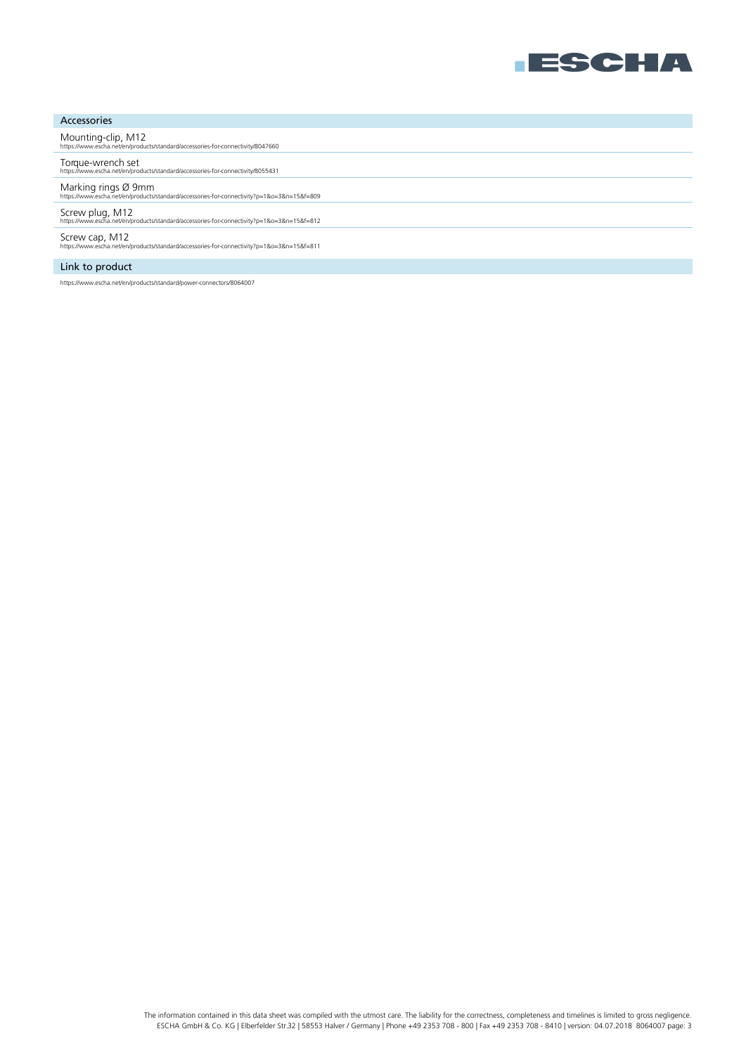## Accessories

Mounting-clip, M12
https://www.escha.net/en/products/standard/accessories-for-connectivity/8047660

Torque-wrench set
https://www.escha.net/en/products/standard/accessories-for-connectivity/8055431

Marking rings Ø 9mm
https://www.escha.net/en/products/standard/accessories-for-connectivity?p=1&o=3&n=15&f=809

Screw plug, M12
https://www.escha.net/en/products/standard/accessories-for-connectivity?p=1&o=3&n=15&f=812

Screw cap, M12
https://www.escha.net/en/products/standard/accessories-for-connectivity?p=1&o=3&n=15&f=811

## Link to product

https://www.escha.net/en/products/standard/power-connectors/8064007

The information contained in this data sheet was compiled with the utmost care. The liability for the correctness, completeness and timelines is limited to gross negligence.
ESCHA GmbH & Co. KG | Elberfelder Str.32 | 58553 Halver / Germany | Phone +49 2353 708 - 800 | Fax +49 2353 708 - 8410 | version: 04.07.2018 8064007